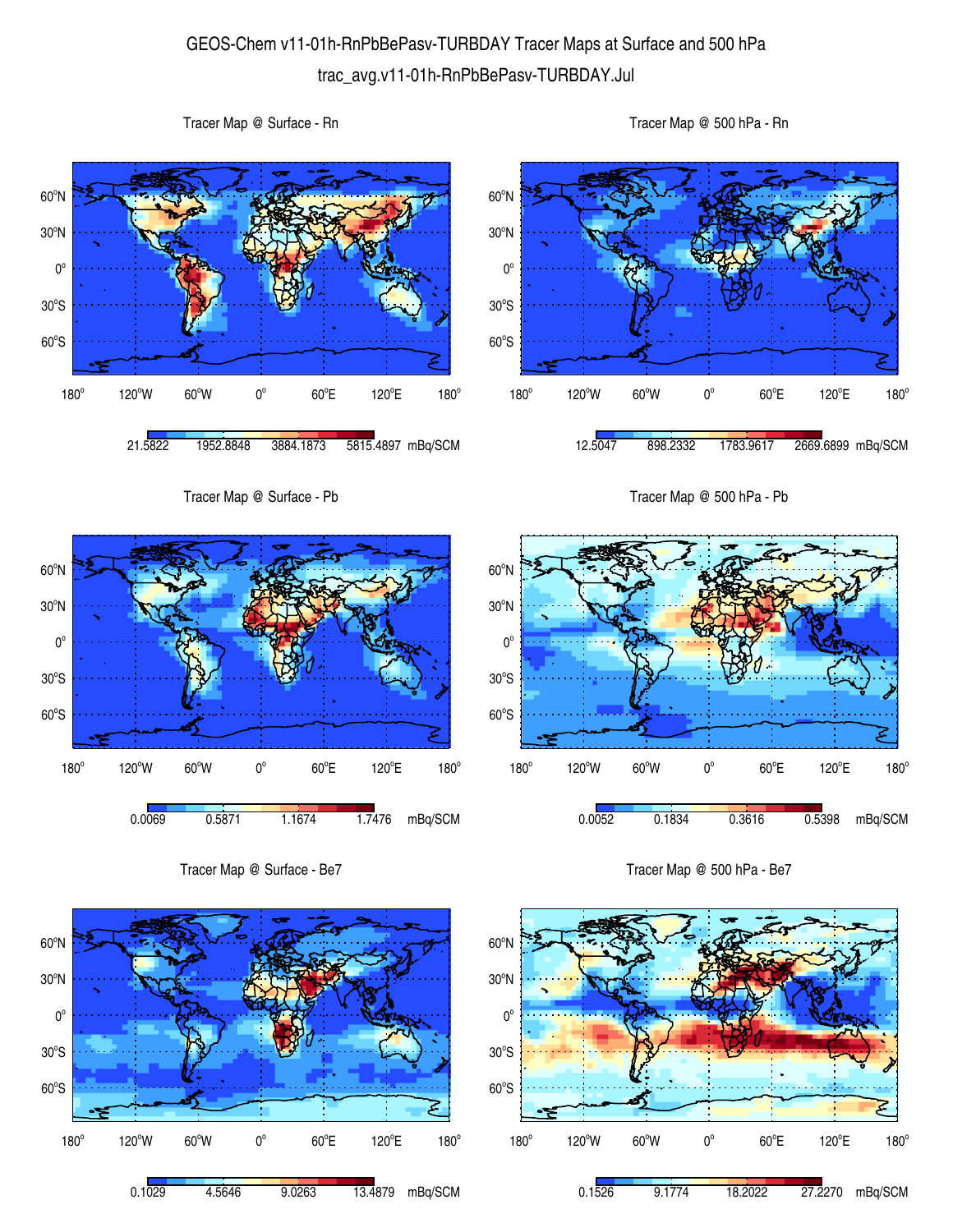# GEOS-Chem v11-01h-RnPbBePasv-TURBDAY Tracer Maps at Surface and 500 hPa

trac_avg.v11-01h-RnPbBePasv-TURBDAY.Jul

Tracer Map @ Surface - Rn

180° 120°W 60°W 0° 60°E 120°E 180°

60°N 30°N 0° 30°S 60°S

21.5822 1952.8848 3884.1873 5815.4897 mBq/SCM

Tracer Map @ 500 hPa - Rn

180° 120°W 60°W 0° 60°E 120°E 180°

60°N 30°N 0° 30°S 60°S

12.5047 898.2332 1783.9617 2669.6899 mBq/SCM

Tracer Map @ Surface - Pb

180° 120°W 60°W 0° 60°E 120°E 180°

60°N 30°N 0° 30°S 60°S

0.0069 0.5871 1.1674 1.7476 mBq/SCM

Tracer Map @ 500 hPa - Pb

180° 120°W 60°W 0° 60°E 120°E 180°

60°N 30°N 0° 30°S 60°S

0.0052 0.1834 0.3616 0.5398 mBq/SCM

Tracer Map @ Surface - Be7

180° 120°W 60°W 0° 60°E 120°E 180°

60°N 30°N 0° 30°S 60°S

0.1029 4.5646 9.0263 13.4879 mBq/SCM

Tracer Map @ 500 hPa - Be7

180° 120°W 60°W 0° 60°E 120°E 180°

60°N 30°N 0° 30°S 60°S

0.1526 9.1774 18.2022 27.2270 mBq/SCM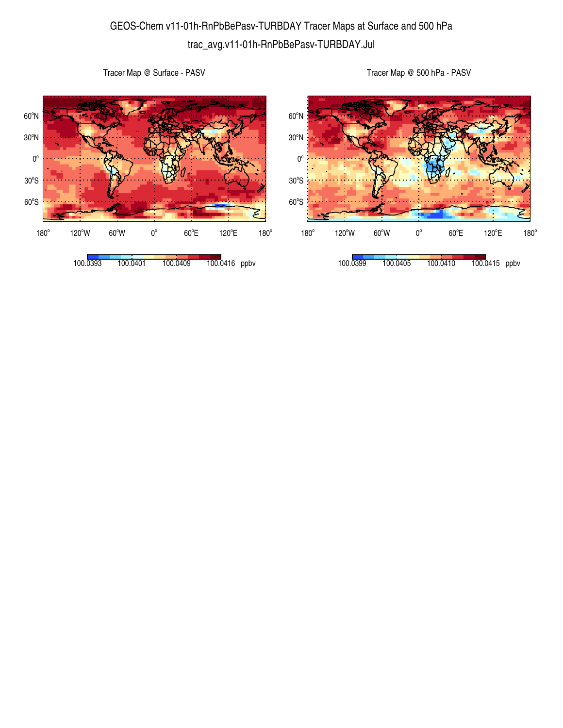GEOS-Chem v11-01h-RnPbBePasv-TURBDAY Tracer Maps at Surface and 500 hPa

trac_avg.v11-01h-RnPbBePasv-TURBDAY.Jul

Tracer Map @ Surface - PASV

60°N
30°N
0°
30°S
60°S

180°
120°W
60°W
0°
60°E
120°E
180°

100.0393
100.0401
100.0409
100.0416
ppbv

Tracer Map @ 500 hPa - PASV

60°N
30°N
0°
30°S
60°S

180°
120°W
60°W
0°
60°E
120°E
180°

100.0399
100.0405
100.0410
100.0415
ppbv